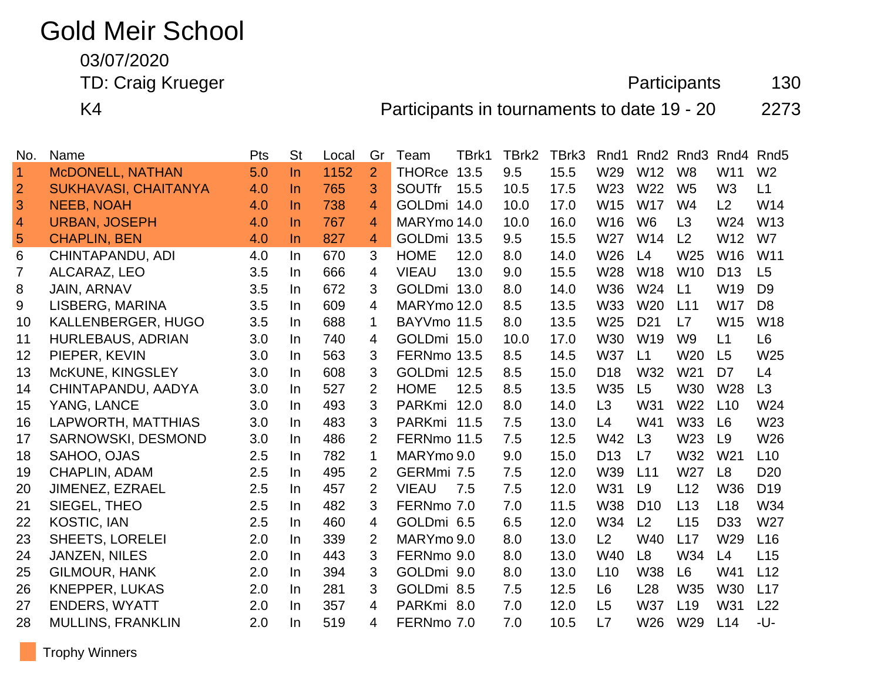# Gold Meir School

03/07/2020

TD: Craig Krueger

Participants 130

K4

Participants in tournaments to date 19 - 20 2273

| No. | Name | Pts | St | Local | Gr | Team | TBrk1 | TBrk2 | TBrk3 | Rnd1 | Rnd2 | Rnd3 | Rnd4 | Rnd5 |
|---|---|---|---|---|---|---|---|---|---|---|---|---|---|---|
| 1 | McDONELL, NATHAN | 5.0 | In | 1152 | 2 | THORce | 13.5 | 9.5 | 15.5 | W29 | W12 | W8 | W11 | W2 |
| 2 | SUKHAVASI, CHAITANYA | 4.0 | In | 765 | 3 | SOUTfr | 15.5 | 10.5 | 17.5 | W23 | W22 | W5 | W3 | L1 |
| 3 | NEEB, NOAH | 4.0 | In | 738 | 4 | GOLDmi | 14.0 | 10.0 | 17.0 | W15 | W17 | W4 | L2 | W14 |
| 4 | URBAN, JOSEPH | 4.0 | In | 767 | 4 | MARYmo | 14.0 | 10.0 | 16.0 | W16 | W6 | L3 | W24 | W13 |
| 5 | CHAPLIN, BEN | 4.0 | In | 827 | 4 | GOLDmi | 13.5 | 9.5 | 15.5 | W27 | W14 | L2 | W12 | W7 |
| 6 | CHINTAPANDU, ADI | 4.0 | In | 670 | 3 | HOME | 12.0 | 8.0 | 14.0 | W26 | L4 | W25 | W16 | W11 |
| 7 | ALCARAZ, LEO | 3.5 | In | 666 | 4 | VIEAU | 13.0 | 9.0 | 15.5 | W28 | W18 | W10 | D13 | L5 |
| 8 | JAIN, ARNAV | 3.5 | In | 672 | 3 | GOLDmi | 13.0 | 8.0 | 14.0 | W36 | W24 | L1 | W19 | D9 |
| 9 | LISBERG, MARINA | 3.5 | In | 609 | 4 | MARYmo | 12.0 | 8.5 | 13.5 | W33 | W20 | L11 | W17 | D8 |
| 10 | KALLENBERGER, HUGO | 3.5 | In | 688 | 1 | BAYVmo | 11.5 | 8.0 | 13.5 | W25 | D21 | L7 | W15 | W18 |
| 11 | HURLEBAUS, ADRIAN | 3.0 | In | 740 | 4 | GOLDmi | 15.0 | 10.0 | 17.0 | W30 | W19 | W9 | L1 | L6 |
| 12 | PIEPER, KEVIN | 3.0 | In | 563 | 3 | FERNmo | 13.5 | 8.5 | 14.5 | W37 | L1 | W20 | L5 | W25 |
| 13 | McKUNE, KINGSLEY | 3.0 | In | 608 | 3 | GOLDmi | 12.5 | 8.5 | 15.0 | D18 | W32 | W21 | D7 | L4 |
| 14 | CHINTAPANDU, AADYA | 3.0 | In | 527 | 2 | HOME | 12.5 | 8.5 | 13.5 | W35 | L5 | W30 | W28 | L3 |
| 15 | YANG, LANCE | 3.0 | In | 493 | 3 | PARKmi | 12.0 | 8.0 | 14.0 | L3 | W31 | W22 | L10 | W24 |
| 16 | LAPWORTH, MATTHIAS | 3.0 | In | 483 | 3 | PARKmi | 11.5 | 7.5 | 13.0 | L4 | W41 | W33 | L6 | W23 |
| 17 | SARNOWSKI, DESMOND | 3.0 | In | 486 | 2 | FERNmo | 11.5 | 7.5 | 12.5 | W42 | L3 | W23 | L9 | W26 |
| 18 | SAHOO, OJAS | 2.5 | In | 782 | 1 | MARYmo | 9.0 | 9.0 | 15.0 | D13 | L7 | W32 | W21 | L10 |
| 19 | CHAPLIN, ADAM | 2.5 | In | 495 | 2 | GERMmi | 7.5 | 7.5 | 12.0 | W39 | L11 | W27 | L8 | D20 |
| 20 | JIMENEZ, EZRAEL | 2.5 | In | 457 | 2 | VIEAU | 7.5 | 7.5 | 12.0 | W31 | L9 | L12 | W36 | D19 |
| 21 | SIEGEL, THEO | 2.5 | In | 482 | 3 | FERNmo | 7.0 | 7.0 | 11.5 | W38 | D10 | L13 | L18 | W34 |
| 22 | KOSTIC, IAN | 2.5 | In | 460 | 4 | GOLDmi | 6.5 | 6.5 | 12.0 | W34 | L2 | L15 | D33 | W27 |
| 23 | SHEETS, LORELEI | 2.0 | In | 339 | 2 | MARYmo | 9.0 | 8.0 | 13.0 | L2 | W40 | L17 | W29 | L16 |
| 24 | JANZEN, NILES | 2.0 | In | 443 | 3 | FERNmo | 9.0 | 8.0 | 13.0 | W40 | L8 | W34 | L4 | L15 |
| 25 | GILMOUR, HANK | 2.0 | In | 394 | 3 | GOLDmi | 9.0 | 8.0 | 13.0 | L10 | W38 | L6 | W41 | L12 |
| 26 | KNEPPER, LUKAS | 2.0 | In | 281 | 3 | GOLDmi | 8.5 | 7.5 | 12.5 | L6 | L28 | W35 | W30 | L17 |
| 27 | ENDERS, WYATT | 2.0 | In | 357 | 4 | PARKmi | 8.0 | 7.0 | 12.0 | L5 | W37 | L19 | W31 | L22 |
| 28 | MULLINS, FRANKLIN | 2.0 | In | 519 | 4 | FERNmo | 7.0 | 7.0 | 10.5 | L7 | W26 | W29 | L14 | -U- |

Trophy Winners (highlighted: No. 1–5)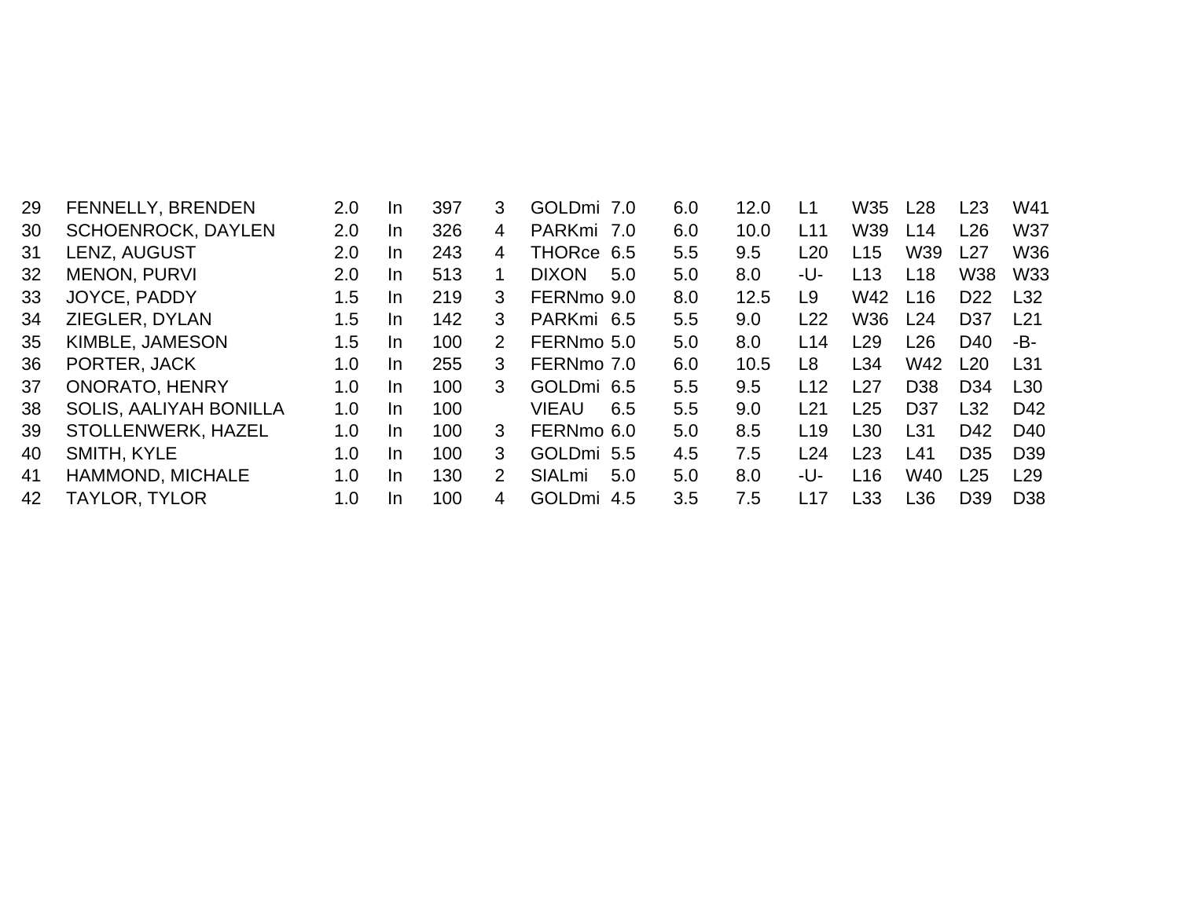| 29 | FENNELLY, BRENDEN | 2.0 | In | 397 | 3 | GOLDmi | 7.0 | 6.0 | 12.0 | L1 | W35 | L28 | L23 | W41 |
|---|---|---|---|---|---|---|---|---|---|---|---|---|---|---|
| 30 | SCHOENROCK, DAYLEN | 2.0 | In | 326 | 4 | PARKmi | 7.0 | 6.0 | 10.0 | L11 | W39 | L14 | L26 | W37 |
| 31 | LENZ, AUGUST | 2.0 | In | 243 | 4 | THORce | 6.5 | 5.5 | 9.5 | L20 | L15 | W39 | L27 | W36 |
| 32 | MENON, PURVI | 2.0 | In | 513 | 1 | DIXON | 5.0 | 5.0 | 8.0 | -U- | L13 | L18 | W38 | W33 |
| 33 | JOYCE, PADDY | 1.5 | In | 219 | 3 | FERNmo | 9.0 | 8.0 | 12.5 | L9 | W42 | L16 | D22 | L32 |
| 34 | ZIEGLER, DYLAN | 1.5 | In | 142 | 3 | PARKmi | 6.5 | 5.5 | 9.0 | L22 | W36 | L24 | D37 | L21 |
| 35 | KIMBLE, JAMESON | 1.5 | In | 100 | 2 | FERNmo | 5.0 | 5.0 | 8.0 | L14 | L29 | L26 | D40 | -B- |
| 36 | PORTER, JACK | 1.0 | In | 255 | 3 | FERNmo | 7.0 | 6.0 | 10.5 | L8 | L34 | W42 | L20 | L31 |
| 37 | ONORATO, HENRY | 1.0 | In | 100 | 3 | GOLDmi | 6.5 | 5.5 | 9.5 | L12 | L27 | D38 | D34 | L30 |
| 38 | SOLIS, AALIYAH BONILLA | 1.0 | In | 100 | | VIEAU | 6.5 | 5.5 | 9.0 | L21 | L25 | D37 | L32 | D42 |
| 39 | STOLLENWERK, HAZEL | 1.0 | In | 100 | 3 | FERNmo | 6.0 | 5.0 | 8.5 | L19 | L30 | L31 | D42 | D40 |
| 40 | SMITH, KYLE | 1.0 | In | 100 | 3 | GOLDmi | 5.5 | 4.5 | 7.5 | L24 | L23 | L41 | D35 | D39 |
| 41 | HAMMOND, MICHALE | 1.0 | In | 130 | 2 | SIALmi | 5.0 | 5.0 | 8.0 | -U- | L16 | W40 | L25 | L29 |
| 42 | TAYLOR, TYLOR | 1.0 | In | 100 | 4 | GOLDmi | 4.5 | 3.5 | 7.5 | L17 | L33 | L36 | D39 | D38 |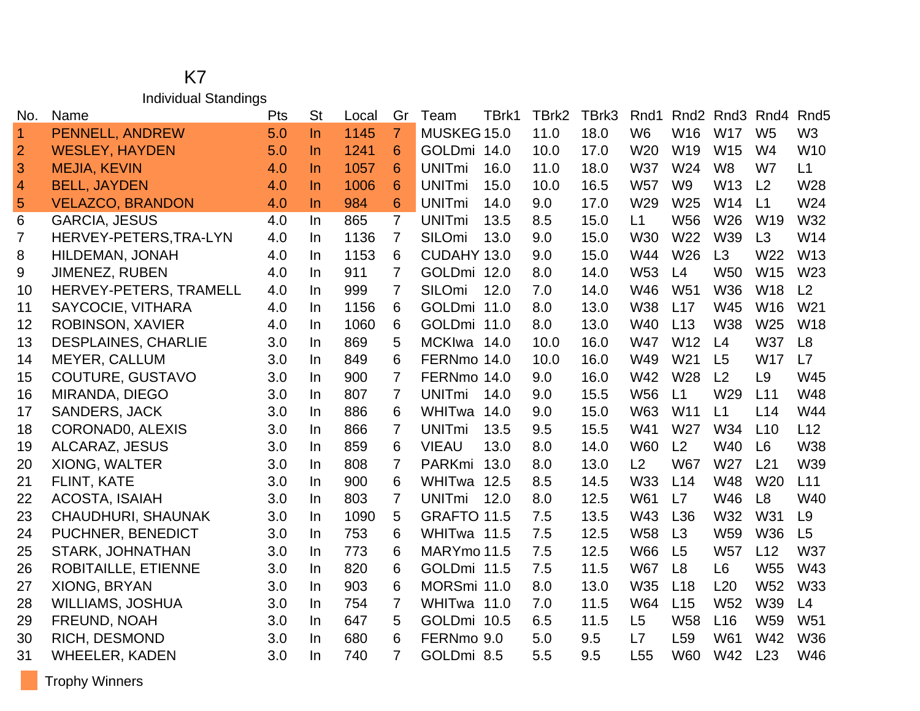# K7

## Individual Standings

| No. | Name | Pts | St | Local | Gr | Team | TBrk1 | TBrk2 | TBrk3 | Rnd1 | Rnd2 | Rnd3 | Rnd4 | Rnd5 |
|---|---|---|---|---|---|---|---|---|---|---|---|---|---|---|
| 1 | PENNELL, ANDREW | 5.0 | In | 1145 | 7 | MUSKEG | 15.0 | 11.0 | 18.0 | W6 | W16 | W17 | W5 | W3 |
| 2 | WESLEY, HAYDEN | 5.0 | In | 1241 | 6 | GOLDmi | 14.0 | 10.0 | 17.0 | W20 | W19 | W15 | W4 | W10 |
| 3 | MEJIA, KEVIN | 4.0 | In | 1057 | 6 | UNITmi | 16.0 | 11.0 | 18.0 | W37 | W24 | W8 | W7 | L1 |
| 4 | BELL, JAYDEN | 4.0 | In | 1006 | 6 | UNITmi | 15.0 | 10.0 | 16.5 | W57 | W9 | W13 | L2 | W28 |
| 5 | VELAZCO, BRANDON | 4.0 | In | 984 | 6 | UNITmi | 14.0 | 9.0 | 17.0 | W29 | W25 | W14 | L1 | W24 |
| 6 | GARCIA, JESUS | 4.0 | In | 865 | 7 | UNITmi | 13.5 | 8.5 | 15.0 | L1 | W56 | W26 | W19 | W32 |
| 7 | HERVEY-PETERS,TRA-LYN | 4.0 | In | 1136 | 7 | SILOmi | 13.0 | 9.0 | 15.0 | W30 | W22 | W39 | L3 | W14 |
| 8 | HILDEMAN, JONAH | 4.0 | In | 1153 | 6 | CUDAHY | 13.0 | 9.0 | 15.0 | W44 | W26 | L3 | W22 | W13 |
| 9 | JIMENEZ, RUBEN | 4.0 | In | 911 | 7 | GOLDmi | 12.0 | 8.0 | 14.0 | W53 | L4 | W50 | W15 | W23 |
| 10 | HERVEY-PETERS, TRAMELL | 4.0 | In | 999 | 7 | SILOmi | 12.0 | 7.0 | 14.0 | W46 | W51 | W36 | W18 | L2 |
| 11 | SAYCOCIE, VITHARA | 4.0 | In | 1156 | 6 | GOLDmi | 11.0 | 8.0 | 13.0 | W38 | L17 | W45 | W16 | W21 |
| 12 | ROBINSON, XAVIER | 4.0 | In | 1060 | 6 | GOLDmi | 11.0 | 8.0 | 13.0 | W40 | L13 | W38 | W25 | W18 |
| 13 | DESPLAINES, CHARLIE | 3.0 | In | 869 | 5 | MCKIwa | 14.0 | 10.0 | 16.0 | W47 | W12 | L4 | W37 | L8 |
| 14 | MEYER, CALLUM | 3.0 | In | 849 | 6 | FERNmo | 14.0 | 10.0 | 16.0 | W49 | W21 | L5 | W17 | L7 |
| 15 | COUTURE, GUSTAVO | 3.0 | In | 900 | 7 | FERNmo | 14.0 | 9.0 | 16.0 | W42 | W28 | L2 | L9 | W45 |
| 16 | MIRANDA, DIEGO | 3.0 | In | 807 | 7 | UNITmi | 14.0 | 9.0 | 15.5 | W56 | L1 | W29 | L11 | W48 |
| 17 | SANDERS, JACK | 3.0 | In | 886 | 6 | WHITwa | 14.0 | 9.0 | 15.0 | W63 | W11 | L1 | L14 | W44 |
| 18 | CORONAD0, ALEXIS | 3.0 | In | 866 | 7 | UNITmi | 13.5 | 9.5 | 15.5 | W41 | W27 | W34 | L10 | L12 |
| 19 | ALCARAZ, JESUS | 3.0 | In | 859 | 6 | VIEAU | 13.0 | 8.0 | 14.0 | W60 | L2 | W40 | L6 | W38 |
| 20 | XIONG, WALTER | 3.0 | In | 808 | 7 | PARKmi | 13.0 | 8.0 | 13.0 | L2 | W67 | W27 | L21 | W39 |
| 21 | FLINT, KATE | 3.0 | In | 900 | 6 | WHITwa | 12.5 | 8.5 | 14.5 | W33 | L14 | W48 | W20 | L11 |
| 22 | ACOSTA, ISAIAH | 3.0 | In | 803 | 7 | UNITmi | 12.0 | 8.0 | 12.5 | W61 | L7 | W46 | L8 | W40 |
| 23 | CHAUDHURI, SHAUNAK | 3.0 | In | 1090 | 5 | GRAFTO | 11.5 | 7.5 | 13.5 | W43 | L36 | W32 | W31 | L9 |
| 24 | PUCHNER, BENEDICT | 3.0 | In | 753 | 6 | WHITwa | 11.5 | 7.5 | 12.5 | W58 | L3 | W59 | W36 | L5 |
| 25 | STARK, JOHNATHAN | 3.0 | In | 773 | 6 | MARYmo | 11.5 | 7.5 | 12.5 | W66 | L5 | W57 | L12 | W37 |
| 26 | ROBITAILLE, ETIENNE | 3.0 | In | 820 | 6 | GOLDmi | 11.5 | 7.5 | 11.5 | W67 | L8 | L6 | W55 | W43 |
| 27 | XIONG, BRYAN | 3.0 | In | 903 | 6 | MORSmi | 11.0 | 8.0 | 13.0 | W35 | L18 | L20 | W52 | W33 |
| 28 | WILLIAMS, JOSHUA | 3.0 | In | 754 | 7 | WHITwa | 11.0 | 7.0 | 11.5 | W64 | L15 | W52 | W39 | L4 |
| 29 | FREUND, NOAH | 3.0 | In | 647 | 5 | GOLDmi | 10.5 | 6.5 | 11.5 | L5 | W58 | L16 | W59 | W51 |
| 30 | RICH, DESMOND | 3.0 | In | 680 | 6 | FERNmo | 9.0 | 5.0 | 9.5 | L7 | L59 | W61 | W42 | W36 |
| 31 | WHEELER, KADEN | 3.0 | In | 740 | 7 | GOLDmi | 8.5 | 5.5 | 9.5 | L55 | W60 | W42 | L23 | W46 |

Trophy Winners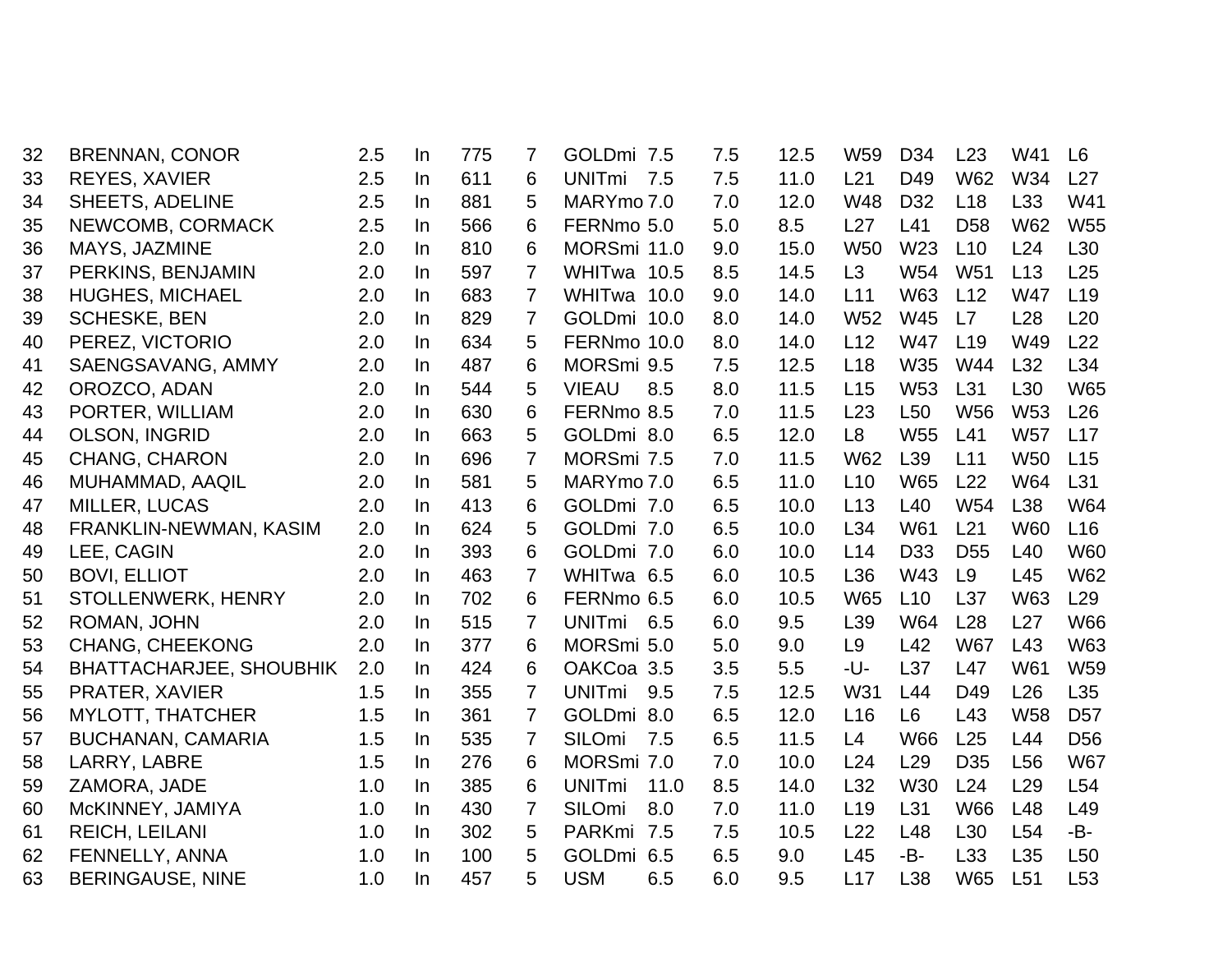| | | | | | | | | | | | | | | |
|---|---|---|---|---|---|---|---|---|---|---|---|---|---|---|
| 32 | BRENNAN, CONOR | 2.5 | In | 775 | 7 | GOLDmi | 7.5 | 7.5 | 12.5 | W59 | D34 | L23 | W41 | L6 |
| 33 | REYES, XAVIER | 2.5 | In | 611 | 6 | UNITmi | 7.5 | 7.5 | 11.0 | L21 | D49 | W62 | W34 | L27 |
| 34 | SHEETS, ADELINE | 2.5 | In | 881 | 5 | MARYmo | 7.0 | 7.0 | 12.0 | W48 | D32 | L18 | L33 | W41 |
| 35 | NEWCOMB, CORMACK | 2.5 | In | 566 | 6 | FERNmo | 5.0 | 5.0 | 8.5 | L27 | L41 | D58 | W62 | W55 |
| 36 | MAYS, JAZMINE | 2.0 | In | 810 | 6 | MORSmi | 11.0 | 9.0 | 15.0 | W50 | W23 | L10 | L24 | L30 |
| 37 | PERKINS, BENJAMIN | 2.0 | In | 597 | 7 | WHITwa | 10.5 | 8.5 | 14.5 | L3 | W54 | W51 | L13 | L25 |
| 38 | HUGHES, MICHAEL | 2.0 | In | 683 | 7 | WHITwa | 10.0 | 9.0 | 14.0 | L11 | W63 | L12 | W47 | L19 |
| 39 | SCHESKE, BEN | 2.0 | In | 829 | 7 | GOLDmi | 10.0 | 8.0 | 14.0 | W52 | W45 | L7 | L28 | L20 |
| 40 | PEREZ, VICTORIO | 2.0 | In | 634 | 5 | FERNmo | 10.0 | 8.0 | 14.0 | L12 | W47 | L19 | W49 | L22 |
| 41 | SAENGSAVANG, AMMY | 2.0 | In | 487 | 6 | MORSmi | 9.5 | 7.5 | 12.5 | L18 | W35 | W44 | L32 | L34 |
| 42 | OROZCO, ADAN | 2.0 | In | 544 | 5 | VIEAU | 8.5 | 8.0 | 11.5 | L15 | W53 | L31 | L30 | W65 |
| 43 | PORTER, WILLIAM | 2.0 | In | 630 | 6 | FERNmo | 8.5 | 7.0 | 11.5 | L23 | L50 | W56 | W53 | L26 |
| 44 | OLSON, INGRID | 2.0 | In | 663 | 5 | GOLDmi | 8.0 | 6.5 | 12.0 | L8 | W55 | L41 | W57 | L17 |
| 45 | CHANG, CHARON | 2.0 | In | 696 | 7 | MORSmi | 7.5 | 7.0 | 11.5 | W62 | L39 | L11 | W50 | L15 |
| 46 | MUHAMMAD, AAQIL | 2.0 | In | 581 | 5 | MARYmo | 7.0 | 6.5 | 11.0 | L10 | W65 | L22 | W64 | L31 |
| 47 | MILLER, LUCAS | 2.0 | In | 413 | 6 | GOLDmi | 7.0 | 6.5 | 10.0 | L13 | L40 | W54 | L38 | W64 |
| 48 | FRANKLIN-NEWMAN, KASIM | 2.0 | In | 624 | 5 | GOLDmi | 7.0 | 6.5 | 10.0 | L34 | W61 | L21 | W60 | L16 |
| 49 | LEE, CAGIN | 2.0 | In | 393 | 6 | GOLDmi | 7.0 | 6.0 | 10.0 | L14 | D33 | D55 | L40 | W60 |
| 50 | BOVI, ELLIOT | 2.0 | In | 463 | 7 | WHITwa | 6.5 | 6.0 | 10.5 | L36 | W43 | L9 | L45 | W62 |
| 51 | STOLLENWERK, HENRY | 2.0 | In | 702 | 6 | FERNmo | 6.5 | 6.0 | 10.5 | W65 | L10 | L37 | W63 | L29 |
| 52 | ROMAN, JOHN | 2.0 | In | 515 | 7 | UNITmi | 6.5 | 6.0 | 9.5 | L39 | W64 | L28 | L27 | W66 |
| 53 | CHANG, CHEEKONG | 2.0 | In | 377 | 6 | MORSmi | 5.0 | 5.0 | 9.0 | L9 | L42 | W67 | L43 | W63 |
| 54 | BHATTACHARJEE, SHOUBHIK | 2.0 | In | 424 | 6 | OAKCoa | 3.5 | 3.5 | 5.5 | -U- | L37 | L47 | W61 | W59 |
| 55 | PRATER, XAVIER | 1.5 | In | 355 | 7 | UNITmi | 9.5 | 7.5 | 12.5 | W31 | L44 | D49 | L26 | L35 |
| 56 | MYLOTT, THATCHER | 1.5 | In | 361 | 7 | GOLDmi | 8.0 | 6.5 | 12.0 | L16 | L6 | L43 | W58 | D57 |
| 57 | BUCHANAN, CAMARIA | 1.5 | In | 535 | 7 | SILOmi | 7.5 | 6.5 | 11.5 | L4 | W66 | L25 | L44 | D56 |
| 58 | LARRY, LABRE | 1.5 | In | 276 | 6 | MORSmi | 7.0 | 7.0 | 10.0 | L24 | L29 | D35 | L56 | W67 |
| 59 | ZAMORA, JADE | 1.0 | In | 385 | 6 | UNITmi | 11.0 | 8.5 | 14.0 | L32 | W30 | L24 | L29 | L54 |
| 60 | McKINNEY, JAMIYA | 1.0 | In | 430 | 7 | SILOmi | 8.0 | 7.0 | 11.0 | L19 | L31 | W66 | L48 | L49 |
| 61 | REICH, LEILANI | 1.0 | In | 302 | 5 | PARKmi | 7.5 | 7.5 | 10.5 | L22 | L48 | L30 | L54 | -B- |
| 62 | FENNELLY, ANNA | 1.0 | In | 100 | 5 | GOLDmi | 6.5 | 6.5 | 9.0 | L45 | -B- | L33 | L35 | L50 |
| 63 | BERINGAUSE, NINE | 1.0 | In | 457 | 5 | USM | 6.5 | 6.0 | 9.5 | L17 | L38 | W65 | L51 | L53 |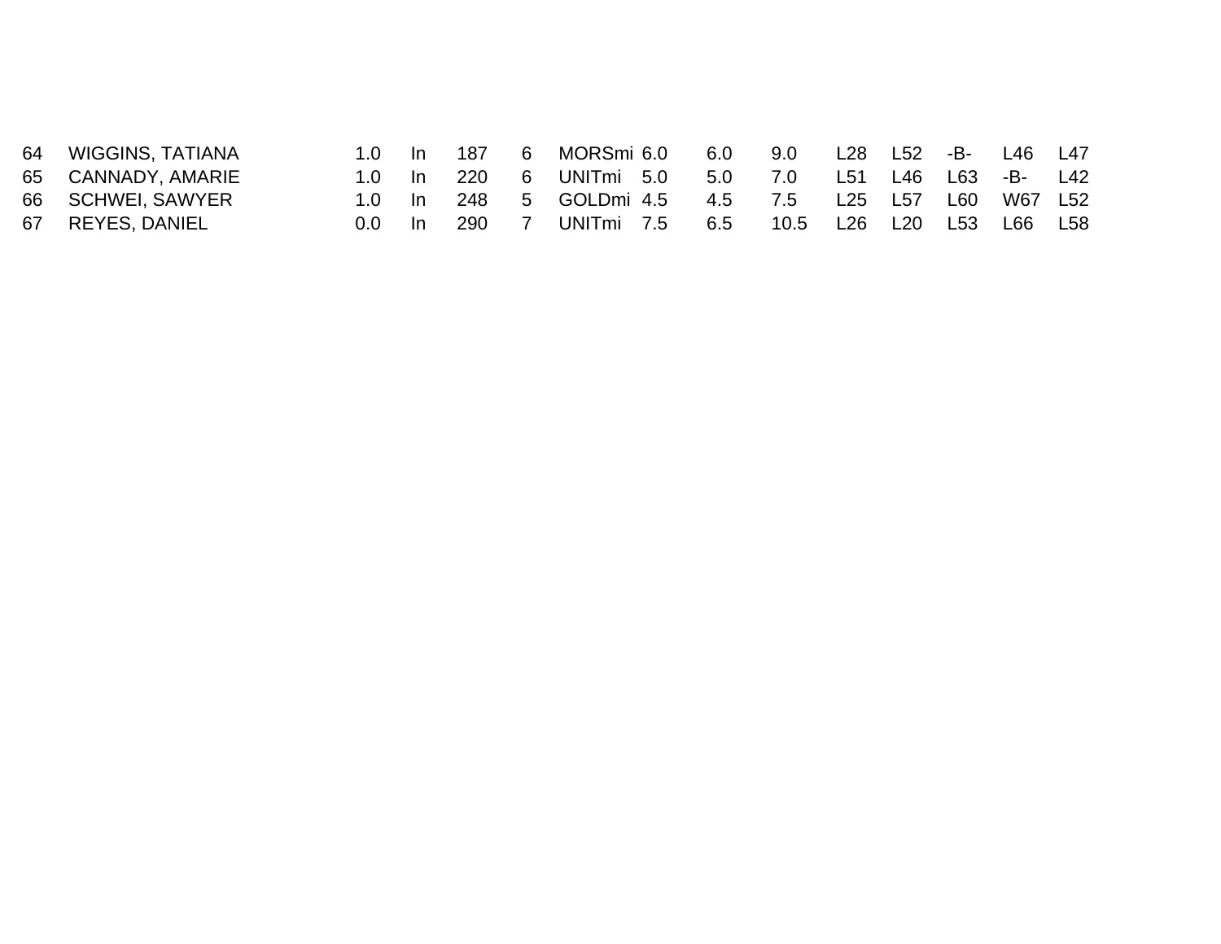| | | | | | | | | | | | | | | |
|---|---|---|---|---|---|---|---|---|---|---|---|---|---|---|
| 64 | WIGGINS, TATIANA | 1.0 | In | 187 | 6 | MORSmi | 6.0 | 6.0 | 9.0 | L28 | L52 | -B- | L46 | L47 |
| 65 | CANNADY, AMARIE | 1.0 | In | 220 | 6 | UNITmi | 5.0 | 5.0 | 7.0 | L51 | L46 | L63 | -B- | L42 |
| 66 | SCHWEI, SAWYER | 1.0 | In | 248 | 5 | GOLDmi | 4.5 | 4.5 | 7.5 | L25 | L57 | L60 | W67 | L52 |
| 67 | REYES, DANIEL | 0.0 | In | 290 | 7 | UNITmi | 7.5 | 6.5 | 10.5 | L26 | L20 | L53 | L66 | L58 |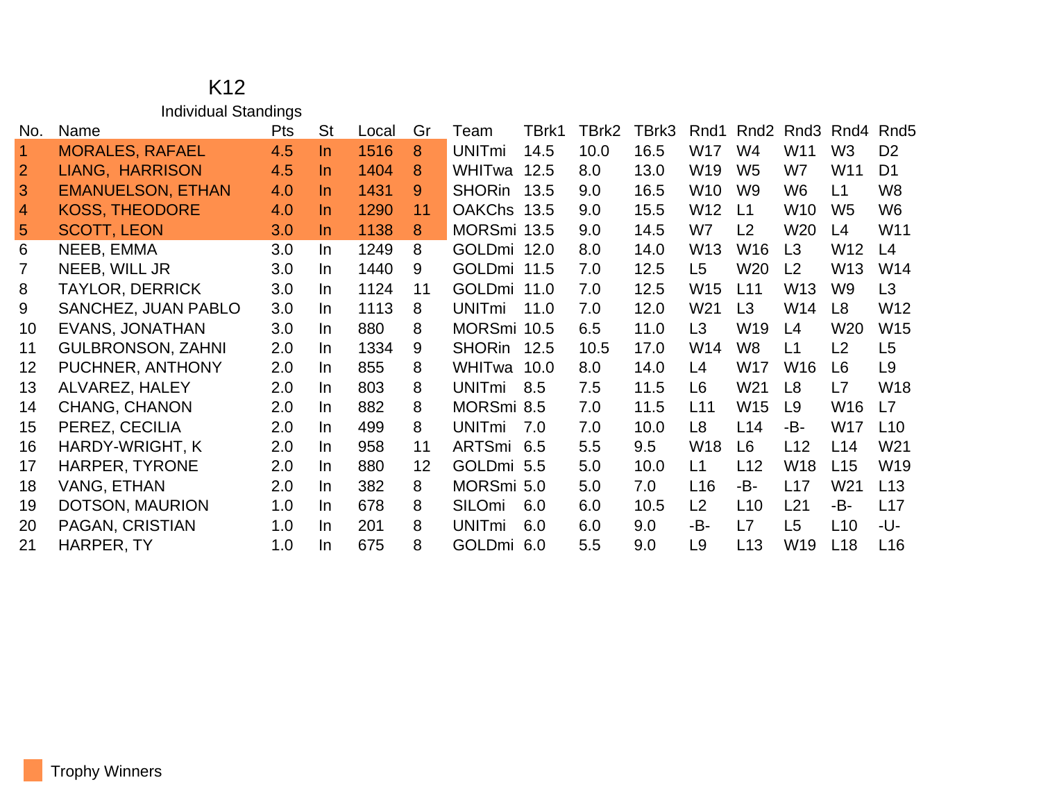# K12

## Individual Standings

| No. | Name | Pts | St | Local | Gr | Team | TBrk1 | TBrk2 | TBrk3 | Rnd1 | Rnd2 | Rnd3 | Rnd4 | Rnd5 |
|---|---|---|---|---|---|---|---|---|---|---|---|---|---|---|
| 1 | MORALES, RAFAEL | 4.5 | In | 1516 | 8 | UNITmi | 14.5 | 10.0 | 16.5 | W17 | W4 | W11 | W3 | D2 |
| 2 | LIANG, HARRISON | 4.5 | In | 1404 | 8 | WHITwa | 12.5 | 8.0 | 13.0 | W19 | W5 | W7 | W11 | D1 |
| 3 | EMANUELSON, ETHAN | 4.0 | In | 1431 | 9 | SHORin | 13.5 | 9.0 | 16.5 | W10 | W9 | W6 | L1 | W8 |
| 4 | KOSS, THEODORE | 4.0 | In | 1290 | 11 | OAKChs | 13.5 | 9.0 | 15.5 | W12 | L1 | W10 | W5 | W6 |
| 5 | SCOTT, LEON | 3.0 | In | 1138 | 8 | MORSmi | 13.5 | 9.0 | 14.5 | W7 | L2 | W20 | L4 | W11 |
| 6 | NEEB, EMMA | 3.0 | In | 1249 | 8 | GOLDmi | 12.0 | 8.0 | 14.0 | W13 | W16 | L3 | W12 | L4 |
| 7 | NEEB, WILL JR | 3.0 | In | 1440 | 9 | GOLDmi | 11.5 | 7.0 | 12.5 | L5 | W20 | L2 | W13 | W14 |
| 8 | TAYLOR, DERRICK | 3.0 | In | 1124 | 11 | GOLDmi | 11.0 | 7.0 | 12.5 | W15 | L11 | W13 | W9 | L3 |
| 9 | SANCHEZ, JUAN PABLO | 3.0 | In | 1113 | 8 | UNITmi | 11.0 | 7.0 | 12.0 | W21 | L3 | W14 | L8 | W12 |
| 10 | EVANS, JONATHAN | 3.0 | In | 880 | 8 | MORSmi | 10.5 | 6.5 | 11.0 | L3 | W19 | L4 | W20 | W15 |
| 11 | GULBRONSON, ZAHNI | 2.0 | In | 1334 | 9 | SHORin | 12.5 | 10.5 | 17.0 | W14 | W8 | L1 | L2 | L5 |
| 12 | PUCHNER, ANTHONY | 2.0 | In | 855 | 8 | WHITwa | 10.0 | 8.0 | 14.0 | L4 | W17 | W16 | L6 | L9 |
| 13 | ALVAREZ, HALEY | 2.0 | In | 803 | 8 | UNITmi | 8.5 | 7.5 | 11.5 | L6 | W21 | L8 | L7 | W18 |
| 14 | CHANG, CHANON | 2.0 | In | 882 | 8 | MORSmi | 8.5 | 7.0 | 11.5 | L11 | W15 | L9 | W16 | L7 |
| 15 | PEREZ, CECILIA | 2.0 | In | 499 | 8 | UNITmi | 7.0 | 7.0 | 10.0 | L8 | L14 | -B- | W17 | L10 |
| 16 | HARDY-WRIGHT, K | 2.0 | In | 958 | 11 | ARTSmi | 6.5 | 5.5 | 9.5 | W18 | L6 | L12 | L14 | W21 |
| 17 | HARPER, TYRONE | 2.0 | In | 880 | 12 | GOLDmi | 5.5 | 5.0 | 10.0 | L1 | L12 | W18 | L15 | W19 |
| 18 | VANG, ETHAN | 2.0 | In | 382 | 8 | MORSmi | 5.0 | 5.0 | 7.0 | L16 | -B- | L17 | W21 | L13 |
| 19 | DOTSON, MAURION | 1.0 | In | 678 | 8 | SILOmi | 6.0 | 6.0 | 10.5 | L2 | L10 | L21 | -B- | L17 |
| 20 | PAGAN, CRISTIAN | 1.0 | In | 201 | 8 | UNITmi | 6.0 | 6.0 | 9.0 | -B- | L7 | L5 | L10 | -U- |
| 21 | HARPER, TY | 1.0 | In | 675 | 8 | GOLDmi | 6.0 | 5.5 | 9.0 | L9 | L13 | W19 | L18 | L16 |

Trophy Winners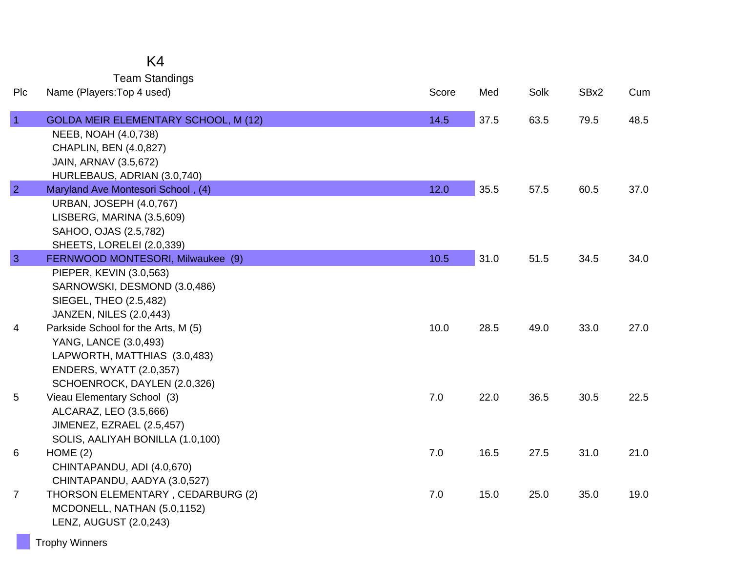# K4

## Team Standings

| Plc | Name (Players:Top 4 used) | Score | Med | Solk | SBx2 | Cum |
|---|---|---|---|---|---|---|
| 1 | GOLDA MEIR ELEMENTARY SCHOOL, M (12) | 14.5 | 37.5 | 63.5 | 79.5 | 48.5 |
| | NEEB, NOAH (4.0,738) | | | | | |
| | CHAPLIN, BEN (4.0,827) | | | | | |
| | JAIN, ARNAV (3.5,672) | | | | | |
| | HURLEBAUS, ADRIAN (3.0,740) | | | | | |
| 2 | Maryland Ave Montesori School , (4) | 12.0 | 35.5 | 57.5 | 60.5 | 37.0 |
| | URBAN, JOSEPH (4.0,767) | | | | | |
| | LISBERG, MARINA (3.5,609) | | | | | |
| | SAHOO, OJAS (2.5,782) | | | | | |
| | SHEETS, LORELEI (2.0,339) | | | | | |
| 3 | FERNWOOD MONTESORI, Milwaukee (9) | 10.5 | 31.0 | 51.5 | 34.5 | 34.0 |
| | PIEPER, KEVIN (3.0,563) | | | | | |
| | SARNOWSKI, DESMOND (3.0,486) | | | | | |
| | SIEGEL, THEO (2.5,482) | | | | | |
| | JANZEN, NILES (2.0,443) | | | | | |
| 4 | Parkside School for the Arts, M (5) | 10.0 | 28.5 | 49.0 | 33.0 | 27.0 |
| | YANG, LANCE (3.0,493) | | | | | |
| | LAPWORTH, MATTHIAS (3.0,483) | | | | | |
| | ENDERS, WYATT (2.0,357) | | | | | |
| | SCHOENROCK, DAYLEN (2.0,326) | | | | | |
| 5 | Vieau Elementary School (3) | 7.0 | 22.0 | 36.5 | 30.5 | 22.5 |
| | ALCARAZ, LEO (3.5,666) | | | | | |
| | JIMENEZ, EZRAEL (2.5,457) | | | | | |
| | SOLIS, AALIYAH BONILLA (1.0,100) | | | | | |
| 6 | HOME (2) | 7.0 | 16.5 | 27.5 | 31.0 | 21.0 |
| | CHINTAPANDU, ADI (4.0,670) | | | | | |
| | CHINTAPANDU, AADYA (3.0,527) | | | | | |
| 7 | THORSON ELEMENTARY , CEDARBURG (2) | 7.0 | 15.0 | 25.0 | 35.0 | 19.0 |
| | MCDONELL, NATHAN (5.0,1152) | | | | | |
| | LENZ, AUGUST (2.0,243) | | | | | |

Trophy Winners (places 1–3)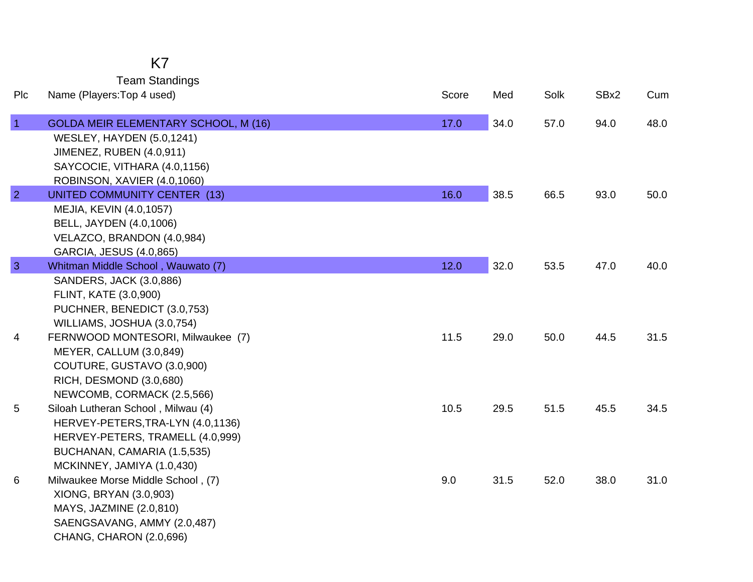# K7

## Team Standings

| Plc | Name (Players:Top 4 used) | Score | Med | Solk | SBx2 | Cum |
|---|---|---|---|---|---|---|
| 1 | GOLDA MEIR ELEMENTARY SCHOOL, M (16) | 17.0 | 34.0 | 57.0 | 94.0 | 48.0 |
| | WESLEY, HAYDEN (5.0,1241) | | | | | |
| | JIMENEZ, RUBEN (4.0,911) | | | | | |
| | SAYCOCIE, VITHARA (4.0,1156) | | | | | |
| | ROBINSON, XAVIER (4.0,1060) | | | | | |
| 2 | UNITED COMMUNITY CENTER (13) | 16.0 | 38.5 | 66.5 | 93.0 | 50.0 |
| | MEJIA, KEVIN (4.0,1057) | | | | | |
| | BELL, JAYDEN (4.0,1006) | | | | | |
| | VELAZCO, BRANDON (4.0,984) | | | | | |
| | GARCIA, JESUS (4.0,865) | | | | | |
| 3 | Whitman Middle School , Wauwato (7) | 12.0 | 32.0 | 53.5 | 47.0 | 40.0 |
| | SANDERS, JACK (3.0,886) | | | | | |
| | FLINT, KATE (3.0,900) | | | | | |
| | PUCHNER, BENEDICT (3.0,753) | | | | | |
| | WILLIAMS, JOSHUA (3.0,754) | | | | | |
| 4 | FERNWOOD MONTESORI, Milwaukee (7) | 11.5 | 29.0 | 50.0 | 44.5 | 31.5 |
| | MEYER, CALLUM (3.0,849) | | | | | |
| | COUTURE, GUSTAVO (3.0,900) | | | | | |
| | RICH, DESMOND (3.0,680) | | | | | |
| | NEWCOMB, CORMACK (2.5,566) | | | | | |
| 5 | Siloah Lutheran School , Milwau (4) | 10.5 | 29.5 | 51.5 | 45.5 | 34.5 |
| | HERVEY-PETERS,TRA-LYN (4.0,1136) | | | | | |
| | HERVEY-PETERS, TRAMELL (4.0,999) | | | | | |
| | BUCHANAN, CAMARIA (1.5,535) | | | | | |
| | MCKINNEY, JAMIYA (1.0,430) | | | | | |
| 6 | Milwaukee Morse Middle School , (7) | 9.0 | 31.5 | 52.0 | 38.0 | 31.0 |
| | XIONG, BRYAN (3.0,903) | | | | | |
| | MAYS, JAZMINE (2.0,810) | | | | | |
| | SAENGSAVANG, AMMY (2.0,487) | | | | | |
| | CHANG, CHARON (2.0,696) | | | | | |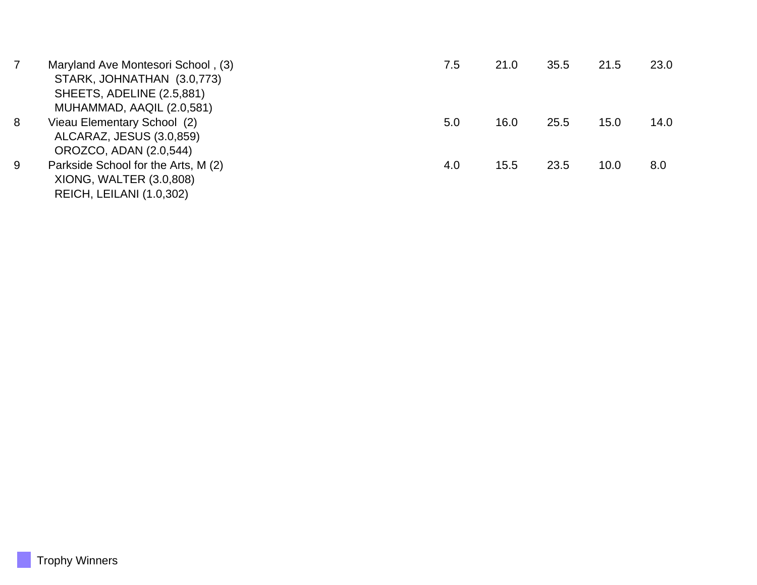| | | | | | | |
|---|---|---|---|---|---|---|
| 7 | Maryland Ave Montesori School , (3)<br>STARK, JOHNATHAN (3.0,773)<br>SHEETS, ADELINE (2.5,881)<br>MUHAMMAD, AAQIL (2.0,581) | 7.5 | 21.0 | 35.5 | 21.5 | 23.0 |
| 8 | Vieau Elementary School (2)<br>ALCARAZ, JESUS (3.0,859)<br>OROZCO, ADAN (2.0,544) | 5.0 | 16.0 | 25.5 | 15.0 | 14.0 |
| 9 | Parkside School for the Arts, M (2)<br>XIONG, WALTER (3.0,808)<br>REICH, LEILANI (1.0,302) | 4.0 | 15.5 | 23.5 | 10.0 | 8.0 |

Trophy Winners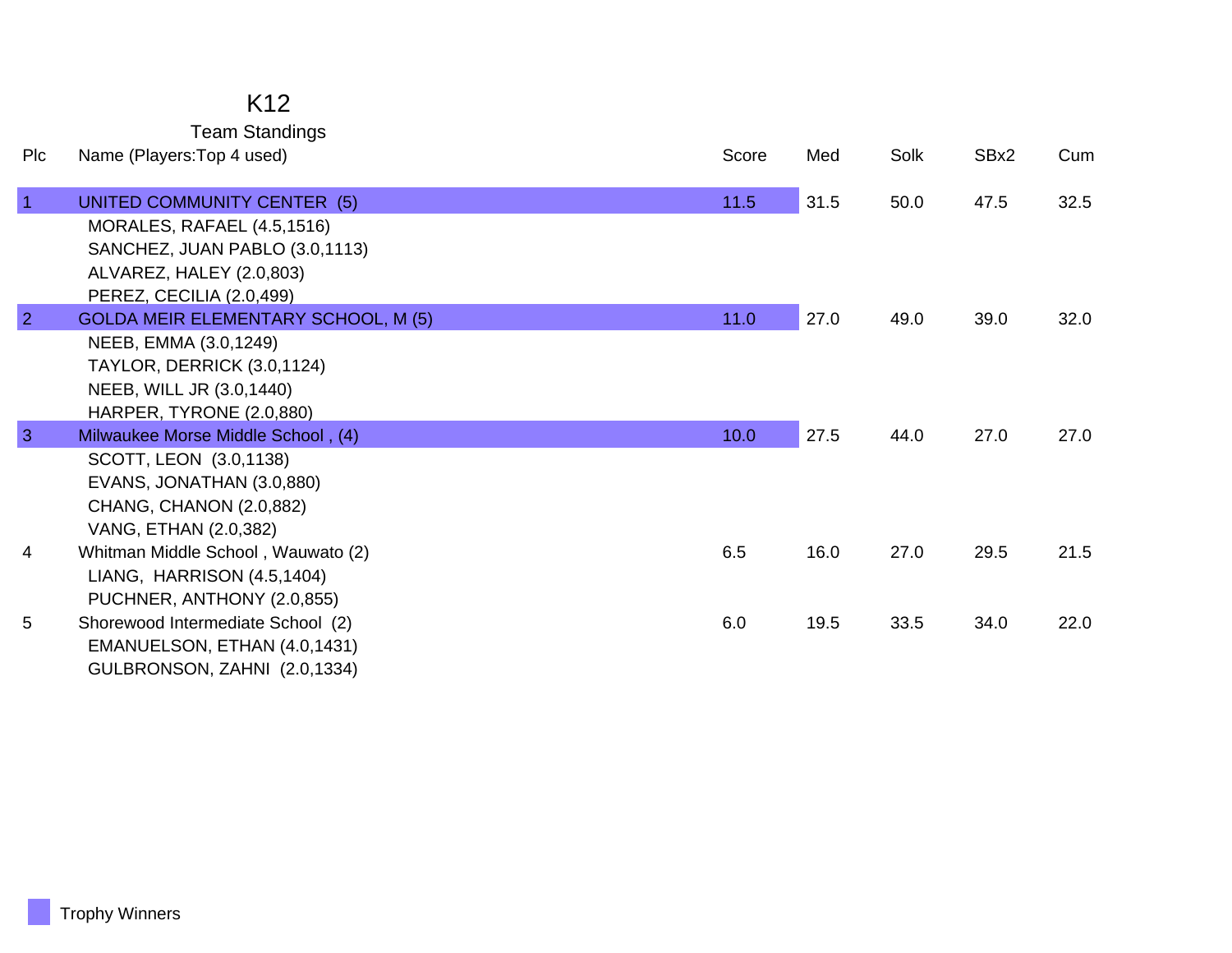# K12

## Team Standings

| Plc | Name (Players:Top 4 used) | Score | Med | Solk | SBx2 | Cum |
|---|---|---|---|---|---|---|
| 1 | UNITED COMMUNITY CENTER (5) | 11.5 | 31.5 | 50.0 | 47.5 | 32.5 |
| | MORALES, RAFAEL (4.5,1516) | | | | | |
| | SANCHEZ, JUAN PABLO (3.0,1113) | | | | | |
| | ALVAREZ, HALEY (2.0,803) | | | | | |
| | PEREZ, CECILIA (2.0,499) | | | | | |
| 2 | GOLDA MEIR ELEMENTARY SCHOOL, M (5) | 11.0 | 27.0 | 49.0 | 39.0 | 32.0 |
| | NEEB, EMMA (3.0,1249) | | | | | |
| | TAYLOR, DERRICK (3.0,1124) | | | | | |
| | NEEB, WILL JR (3.0,1440) | | | | | |
| | HARPER, TYRONE (2.0,880) | | | | | |
| 3 | Milwaukee Morse Middle School , (4) | 10.0 | 27.5 | 44.0 | 27.0 | 27.0 |
| | SCOTT, LEON (3.0,1138) | | | | | |
| | EVANS, JONATHAN (3.0,880) | | | | | |
| | CHANG, CHANON (2.0,882) | | | | | |
| | VANG, ETHAN (2.0,382) | | | | | |
| 4 | Whitman Middle School , Wauwato (2) | 6.5 | 16.0 | 27.0 | 29.5 | 21.5 |
| | LIANG, HARRISON (4.5,1404) | | | | | |
| | PUCHNER, ANTHONY (2.0,855) | | | | | |
| 5 | Shorewood Intermediate School (2) | 6.0 | 19.5 | 33.5 | 34.0 | 22.0 |
| | EMANUELSON, ETHAN (4.0,1431) | | | | | |
| | GULBRONSON, ZAHNI (2.0,1334) | | | | | |

Trophy Winners